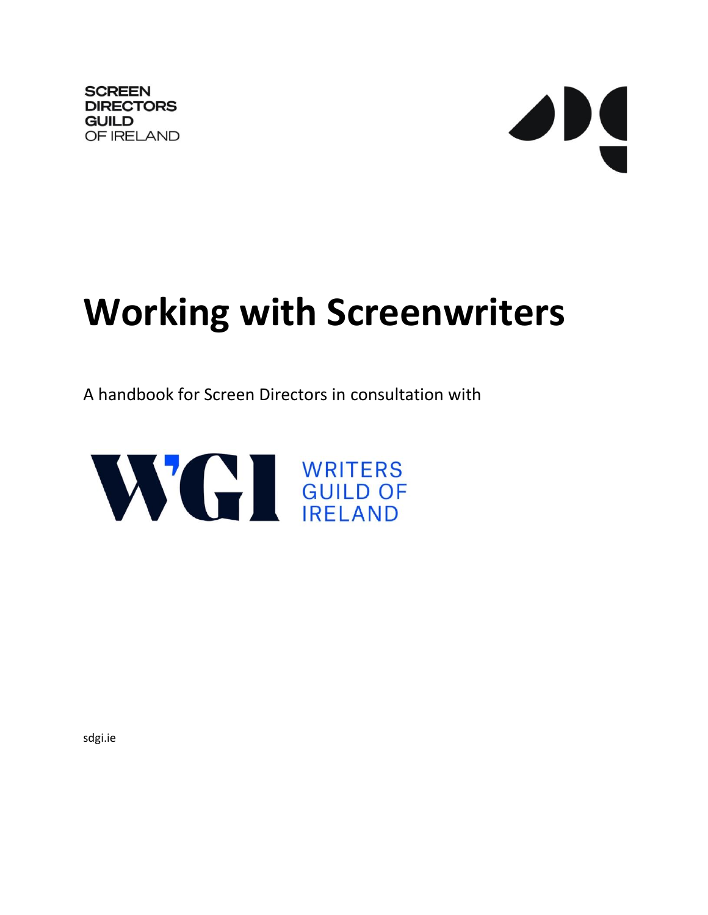SCREEN DIRECTORS GUILD OF IRELAND

# Working with Screenwriters

A handbook for Screen Directors in consultation with

WGI WRITERS GUILD OF IRELAND

sdgi.ie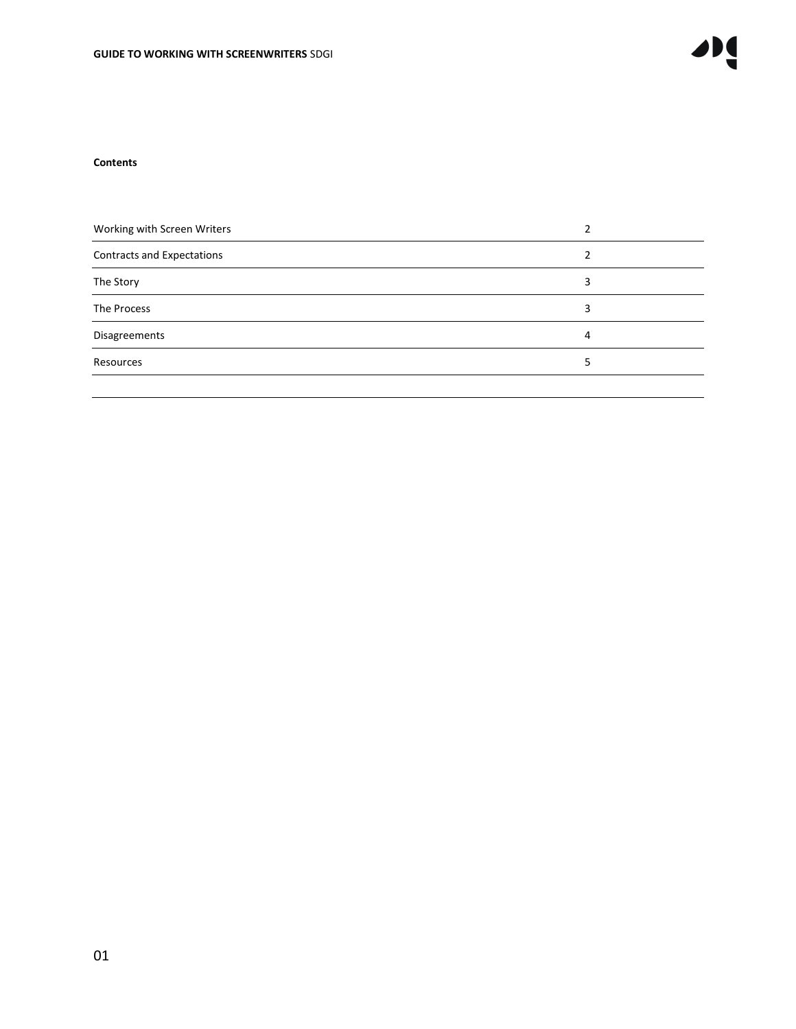**Contents**

| | |
|---|---|
| Working with Screen Writers | 2 |
| Contracts and Expectations | 2 |
| The Story | 3 |
| The Process | 3 |
| Disagreements | 4 |
| Resources | 5 |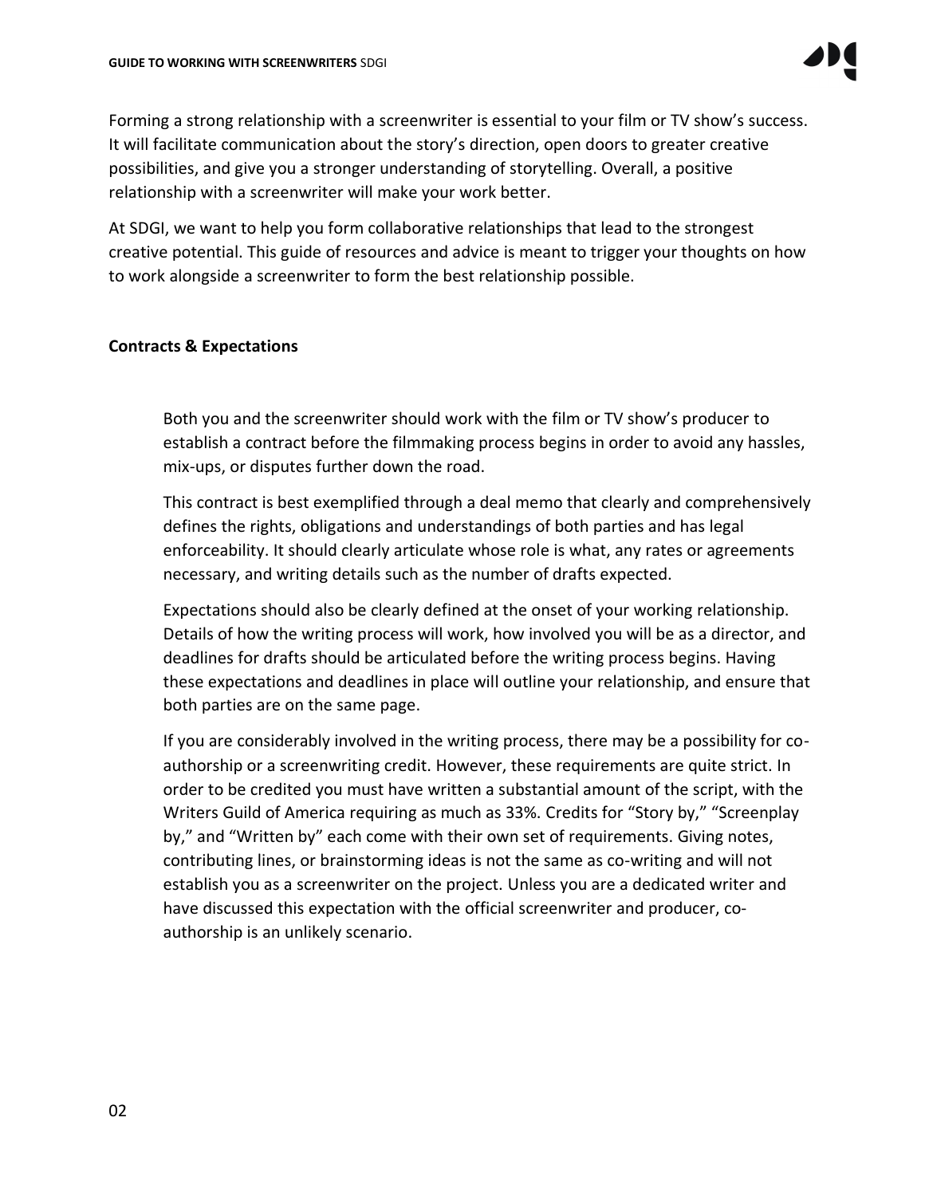Forming a strong relationship with a screenwriter is essential to your film or TV show's success. It will facilitate communication about the story's direction, open doors to greater creative possibilities, and give you a stronger understanding of storytelling. Overall, a positive relationship with a screenwriter will make your work better.

At SDGI, we want to help you form collaborative relationships that lead to the strongest creative potential. This guide of resources and advice is meant to trigger your thoughts on how to work alongside a screenwriter to form the best relationship possible.

## Contracts & Expectations

Both you and the screenwriter should work with the film or TV show's producer to establish a contract before the filmmaking process begins in order to avoid any hassles, mix-ups, or disputes further down the road.

This contract is best exemplified through a deal memo that clearly and comprehensively defines the rights, obligations and understandings of both parties and has legal enforceability. It should clearly articulate whose role is what, any rates or agreements necessary, and writing details such as the number of drafts expected.

Expectations should also be clearly defined at the onset of your working relationship. Details of how the writing process will work, how involved you will be as a director, and deadlines for drafts should be articulated before the writing process begins. Having these expectations and deadlines in place will outline your relationship, and ensure that both parties are on the same page.

If you are considerably involved in the writing process, there may be a possibility for co-authorship or a screenwriting credit. However, these requirements are quite strict. In order to be credited you must have written a substantial amount of the script, with the Writers Guild of America requiring as much as 33%. Credits for "Story by," "Screenplay by," and "Written by" each come with their own set of requirements. Giving notes, contributing lines, or brainstorming ideas is not the same as co-writing and will not establish you as a screenwriter on the project. Unless you are a dedicated writer and have discussed this expectation with the official screenwriter and producer, co-authorship is an unlikely scenario.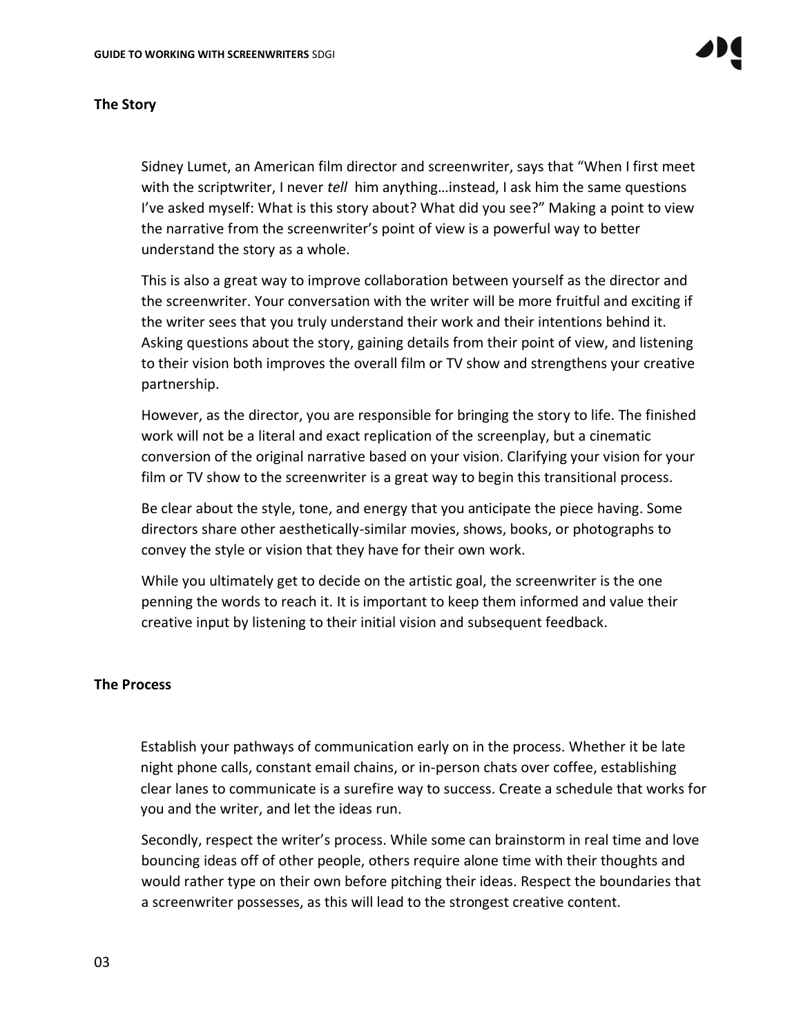## The Story

Sidney Lumet, an American film director and screenwriter, says that "When I first meet with the scriptwriter, I never *tell* him anything…instead, I ask him the same questions I've asked myself: What is this story about? What did you see?" Making a point to view the narrative from the screenwriter's point of view is a powerful way to better understand the story as a whole.

This is also a great way to improve collaboration between yourself as the director and the screenwriter. Your conversation with the writer will be more fruitful and exciting if the writer sees that you truly understand their work and their intentions behind it. Asking questions about the story, gaining details from their point of view, and listening to their vision both improves the overall film or TV show and strengthens your creative partnership.

However, as the director, you are responsible for bringing the story to life. The finished work will not be a literal and exact replication of the screenplay, but a cinematic conversion of the original narrative based on your vision. Clarifying your vision for your film or TV show to the screenwriter is a great way to begin this transitional process.

Be clear about the style, tone, and energy that you anticipate the piece having. Some directors share other aesthetically-similar movies, shows, books, or photographs to convey the style or vision that they have for their own work.

While you ultimately get to decide on the artistic goal, the screenwriter is the one penning the words to reach it. It is important to keep them informed and value their creative input by listening to their initial vision and subsequent feedback.

## The Process

Establish your pathways of communication early on in the process. Whether it be late night phone calls, constant email chains, or in-person chats over coffee, establishing clear lanes to communicate is a surefire way to success. Create a schedule that works for you and the writer, and let the ideas run.

Secondly, respect the writer's process. While some can brainstorm in real time and love bouncing ideas off of other people, others require alone time with their thoughts and would rather type on their own before pitching their ideas. Respect the boundaries that a screenwriter possesses, as this will lead to the strongest creative content.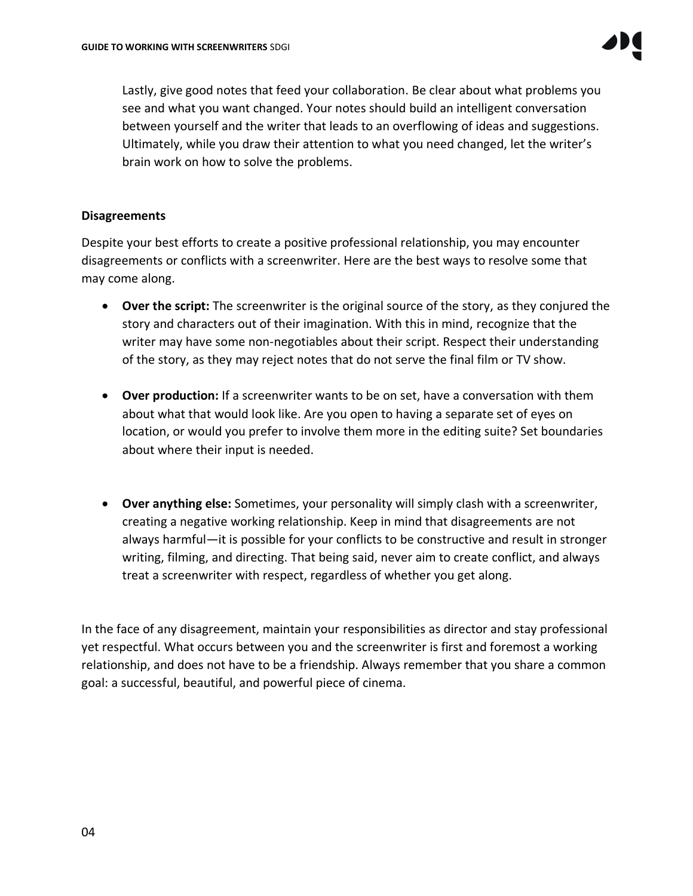Lastly, give good notes that feed your collaboration. Be clear about what problems you see and what you want changed. Your notes should build an intelligent conversation between yourself and the writer that leads to an overflowing of ideas and suggestions. Ultimately, while you draw their attention to what you need changed, let the writer's brain work on how to solve the problems.

## Disagreements

Despite your best efforts to create a positive professional relationship, you may encounter disagreements or conflicts with a screenwriter. Here are the best ways to resolve some that may come along.

- **Over the script:** The screenwriter is the original source of the story, as they conjured the story and characters out of their imagination. With this in mind, recognize that the writer may have some non-negotiables about their script. Respect their understanding of the story, as they may reject notes that do not serve the final film or TV show.

- **Over production:** If a screenwriter wants to be on set, have a conversation with them about what that would look like. Are you open to having a separate set of eyes on location, or would you prefer to involve them more in the editing suite? Set boundaries about where their input is needed.

- **Over anything else:** Sometimes, your personality will simply clash with a screenwriter, creating a negative working relationship. Keep in mind that disagreements are not always harmful—it is possible for your conflicts to be constructive and result in stronger writing, filming, and directing. That being said, never aim to create conflict, and always treat a screenwriter with respect, regardless of whether you get along.

In the face of any disagreement, maintain your responsibilities as director and stay professional yet respectful. What occurs between you and the screenwriter is first and foremost a working relationship, and does not have to be a friendship. Always remember that you share a common goal: a successful, beautiful, and powerful piece of cinema.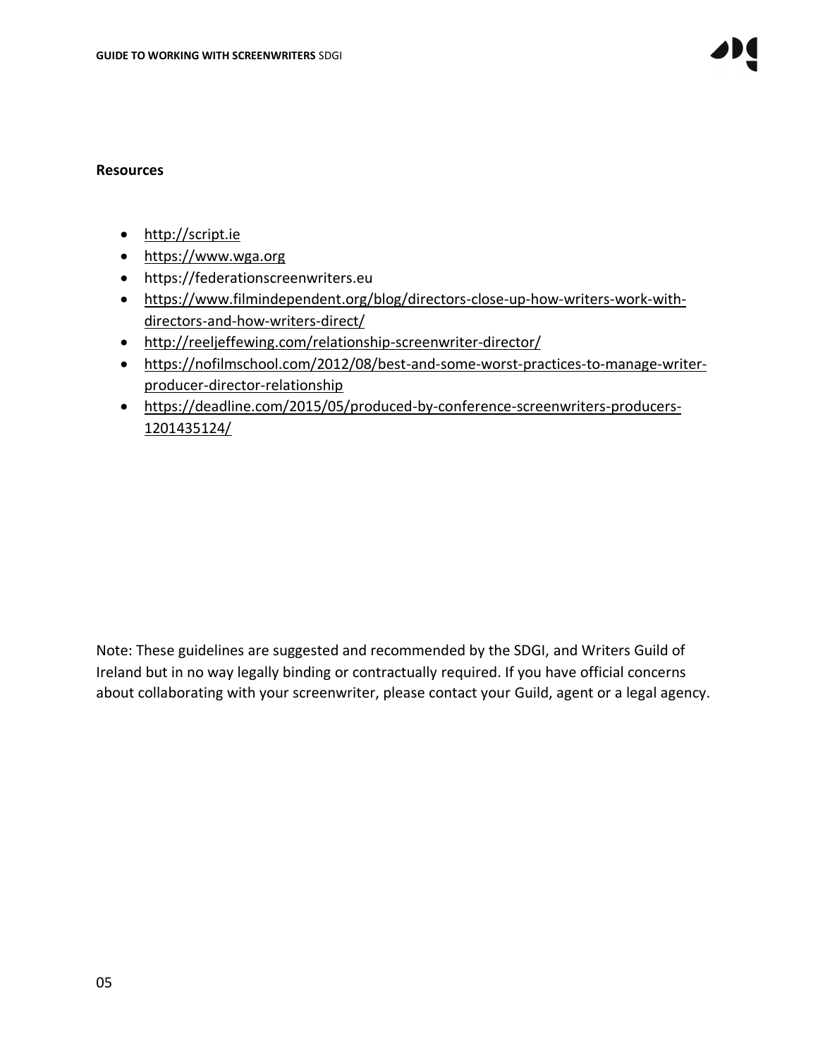**Resources**

- http://script.ie
- https://www.wga.org
- https://federationscreenwriters.eu
- https://www.filmindependent.org/blog/directors-close-up-how-writers-work-with-directors-and-how-writers-direct/
- http://reeljeffewing.com/relationship-screenwriter-director/
- https://nofilmschool.com/2012/08/best-and-some-worst-practices-to-manage-writer-producer-director-relationship
- https://deadline.com/2015/05/produced-by-conference-screenwriters-producers-1201435124/

Note: These guidelines are suggested and recommended by the SDGI, and Writers Guild of Ireland but in no way legally binding or contractually required. If you have official concerns about collaborating with your screenwriter, please contact your Guild, agent or a legal agency.